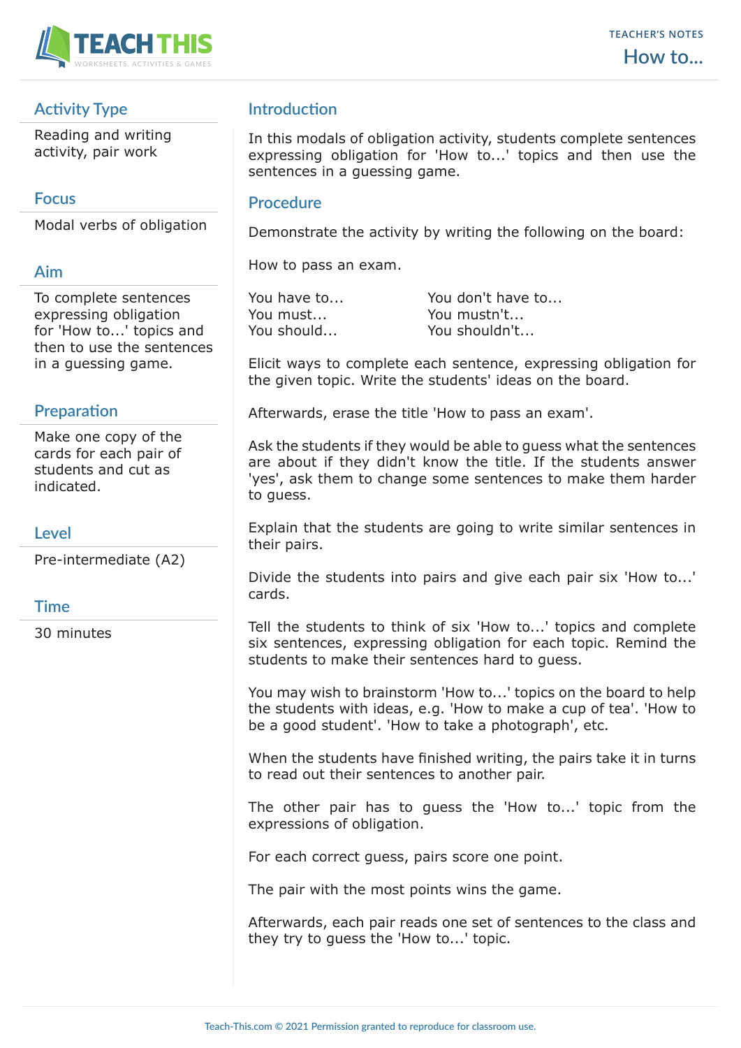# How to...

TEACHER'S NOTES

## Activity Type

Reading and writing activity, pair work

## Focus

Modal verbs of obligation

## Aim

To complete sentences expressing obligation for 'How to...' topics and then to use the sentences in a guessing game.

## Preparation

Make one copy of the cards for each pair of students and cut as indicated.

## Level

Pre-intermediate (A2)

## Time

30 minutes

## Introduction

In this modals of obligation activity, students complete sentences expressing obligation for 'How to...' topics and then use the sentences in a guessing game.

## Procedure

Demonstrate the activity by writing the following on the board:

How to pass an exam.

| | |
|---|---|
| You have to... | You don't have to... |
| You must... | You mustn't... |
| You should... | You shouldn't... |

Elicit ways to complete each sentence, expressing obligation for the given topic. Write the students' ideas on the board.

Afterwards, erase the title 'How to pass an exam'.

Ask the students if they would be able to guess what the sentences are about if they didn't know the title. If the students answer 'yes', ask them to change some sentences to make them harder to guess.

Explain that the students are going to write similar sentences in their pairs.

Divide the students into pairs and give each pair six 'How to...' cards.

Tell the students to think of six 'How to...' topics and complete six sentences, expressing obligation for each topic. Remind the students to make their sentences hard to guess.

You may wish to brainstorm 'How to...' topics on the board to help the students with ideas, e.g. 'How to make a cup of tea'. 'How to be a good student'. 'How to take a photograph', etc.

When the students have finished writing, the pairs take it in turns to read out their sentences to another pair.

The other pair has to guess the 'How to...' topic from the expressions of obligation.

For each correct guess, pairs score one point.

The pair with the most points wins the game.

Afterwards, each pair reads one set of sentences to the class and they try to guess the 'How to...' topic.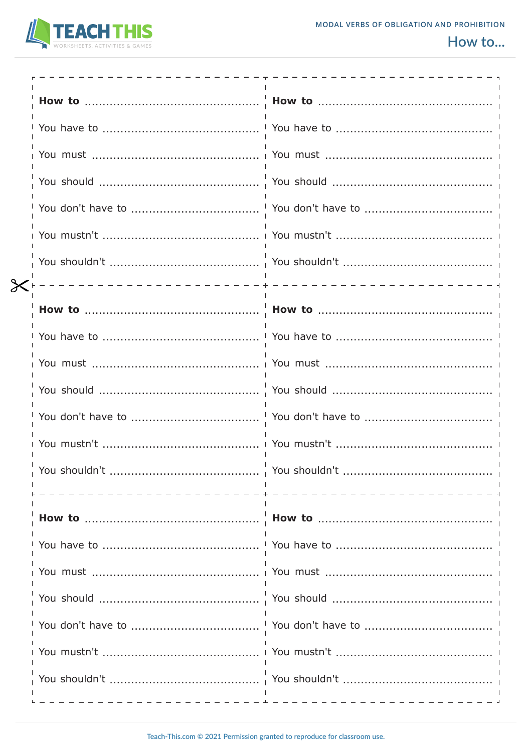## MODAL VERBS OF OBLIGATION AND PROHIBITION

# How to...

| | |
|---|---|
| **How to** ................................................ | **How to** ................................................ |
| You have to ........................................... | You have to ........................................... |
| You must .............................................. | You must .............................................. |
| You should ............................................ | You should ............................................ |
| You don't have to .................................... | You don't have to .................................... |
| You mustn't ........................................... | You mustn't ........................................... |
| You shouldn't ......................................... | You shouldn't ......................................... |

| | |
|---|---|
| **How to** ................................................ | **How to** ................................................ |
| You have to ........................................... | You have to ........................................... |
| You must .............................................. | You must .............................................. |
| You should ............................................ | You should ............................................ |
| You don't have to .................................... | You don't have to .................................... |
| You mustn't ........................................... | You mustn't ........................................... |
| You shouldn't ......................................... | You shouldn't ......................................... |

| | |
|---|---|
| **How to** ................................................ | **How to** ................................................ |
| You have to ........................................... | You have to ........................................... |
| You must .............................................. | You must .............................................. |
| You should ............................................ | You should ............................................ |
| You don't have to .................................... | You don't have to .................................... |
| You mustn't ........................................... | You mustn't ........................................... |
| You shouldn't ......................................... | You shouldn't ......................................... |